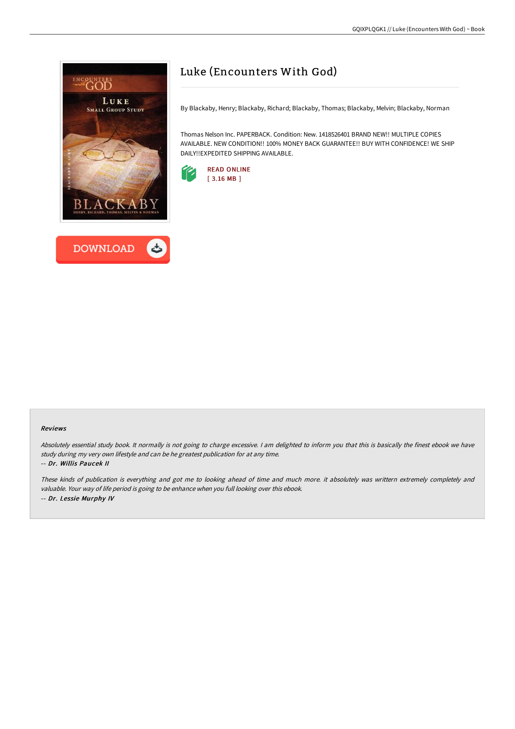# Luke (Encounters With God)

By Blackaby, Henry; Blackaby, Richard; Blackaby, Thomas; Blackaby, Melvin; Blackaby, Norman

Thomas Nelson Inc. PAPERBACK. Condition: New. 1418526401 BRAND NEW!! MULTIPLE COPIES AVAILABLE. NEW CONDITION!! 100% MONEY BACK GUARANTEE!! BUY WITH CONFIDENCE! WE SHIP DAILY!!EXPEDITED SHIPPING AVAILABLE.

READ ONLINE
[ 3.16 MB ]

DOWNLOAD

### Reviews

*Absolutely essential study book. It normally is not going to charge excessive. I am delighted to inform you that this is basically the finest ebook we have study during my very own lifestyle and can be he greatest publication for at any time.*

-- ***Dr. Willis Paucek II***

*These kinds of publication is everything and got me to looking ahead of time and much more. it absolutely was writtern extremely completely and valuable. Your way of life period is going to be enhance when you full looking over this ebook.*

-- ***Dr. Lessie Murphy IV***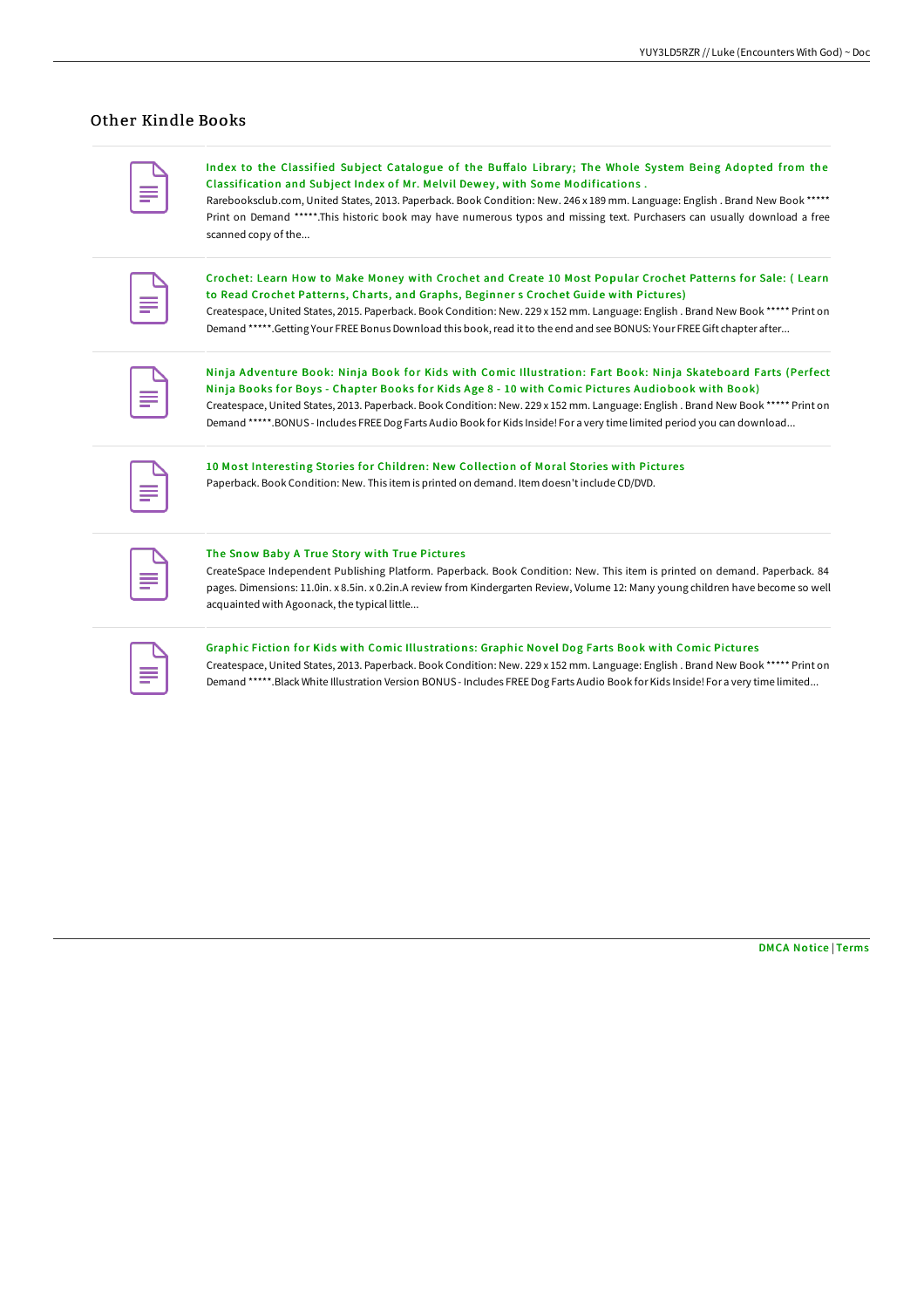## Other Kindle Books

**Index to the Classified Subject Catalogue of the Buffalo Library; The Whole System Being Adopted from the Classification and Subject Index of Mr. Melvil Dewey, with Some Modifications .**

Rarebooksclub.com, United States, 2013. Paperback. Book Condition: New. 246 x 189 mm. Language: English . Brand New Book ***** Print on Demand *****.This historic book may have numerous typos and missing text. Purchasers can usually download a free scanned copy of the...

**Crochet: Learn How to Make Money with Crochet and Create 10 Most Popular Crochet Patterns for Sale: ( Learn to Read Crochet Patterns, Charts, and Graphs, Beginner s Crochet Guide with Pictures)**

Createspace, United States, 2015. Paperback. Book Condition: New. 229 x 152 mm. Language: English . Brand New Book ***** Print on Demand *****.Getting Your FREE Bonus Download this book, read it to the end and see BONUS: Your FREE Gift chapter after...

**Ninja Adventure Book: Ninja Book for Kids with Comic Illustration: Fart Book: Ninja Skateboard Farts (Perfect Ninja Books for Boys - Chapter Books for Kids Age 8 - 10 with Comic Pictures Audiobook with Book)**

Createspace, United States, 2013. Paperback. Book Condition: New. 229 x 152 mm. Language: English . Brand New Book ***** Print on Demand *****.BONUS - Includes FREE Dog Farts Audio Book for Kids Inside! For a very time limited period you can download...

**10 Most Interesting Stories for Children: New Collection of Moral Stories with Pictures**

Paperback. Book Condition: New. This item is printed on demand. Item doesn't include CD/DVD.

**The Snow Baby A True Story with True Pictures**

CreateSpace Independent Publishing Platform. Paperback. Book Condition: New. This item is printed on demand. Paperback. 84 pages. Dimensions: 11.0in. x 8.5in. x 0.2in.A review from Kindergarten Review, Volume 12: Many young children have become so well acquainted with Agoonack, the typical little...

**Graphic Fiction for Kids with Comic Illustrations: Graphic Novel Dog Farts Book with Comic Pictures**

Createspace, United States, 2013. Paperback. Book Condition: New. 229 x 152 mm. Language: English . Brand New Book ***** Print on Demand *****.Black White Illustration Version BONUS - Includes FREE Dog Farts Audio Book for Kids Inside! For a very time limited...